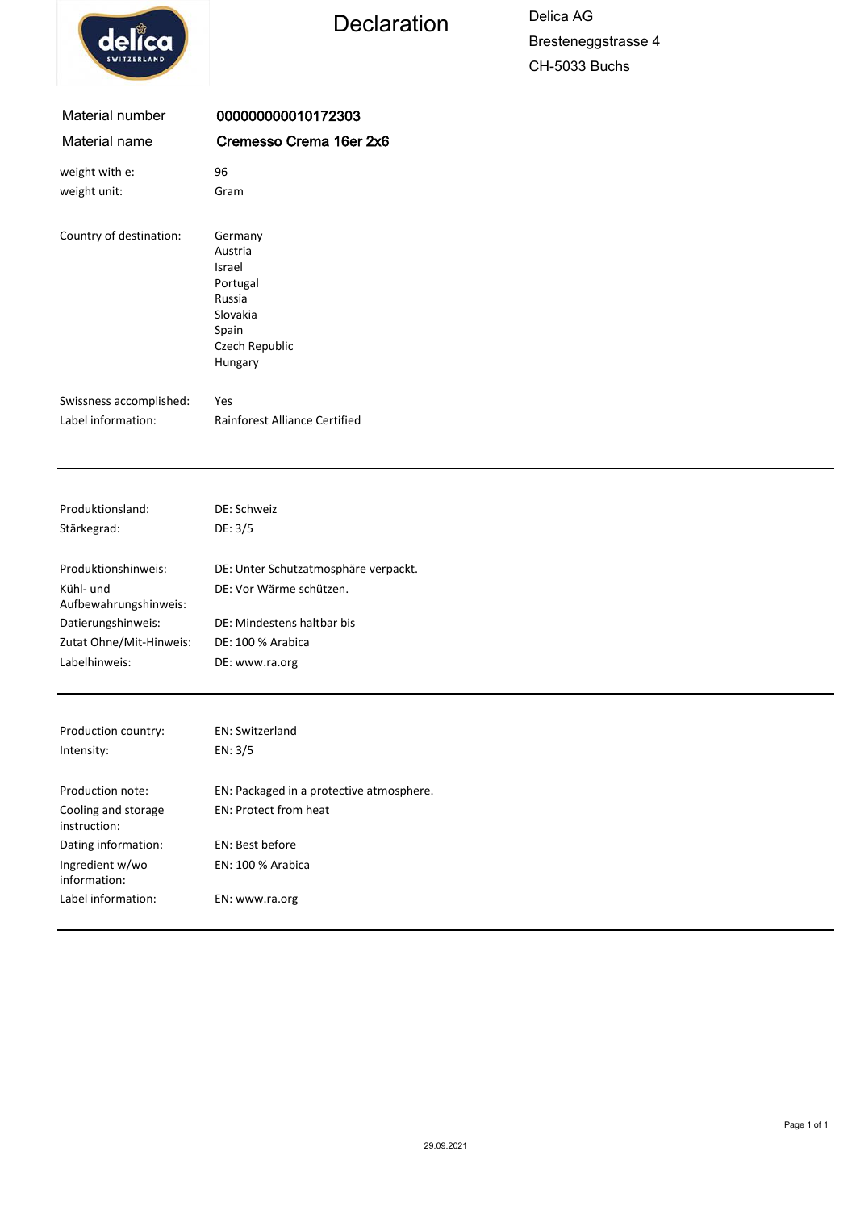# Declaration

Delica AG
Bresteneggstrasse 4
CH-5033 Buchs

| | |
|---|---|
| Material number | **000000000010172303** |
| Material name | **Cremesso Crema 16er 2x6** |

| | |
|---|---|
| weight with e: | 96 |
| weight unit: | Gram |
| Country of destination: | Germany<br>Austria<br>Israel<br>Portugal<br>Russia<br>Slovakia<br>Spain<br>Czech Republic<br>Hungary |
| Swissness accomplished: | Yes |
| Label information: | Rainforest Alliance Certified |

---

| | |
|---|---|
| Produktionsland: | DE: Schweiz |
| Stärkegrad: | DE: 3/5 |
| Produktionshinweis: | DE: Unter Schutzatmosphäre verpackt. |
| Kühl- und Aufbewahrungshinweis: | DE: Vor Wärme schützen. |
| Datierungshinweis: | DE: Mindestens haltbar bis |
| Zutat Ohne/Mit-Hinweis: | DE: 100 % Arabica |
| Labelhinweis: | DE: www.ra.org |

---

| | |
|---|---|
| Production country: | EN: Switzerland |
| Intensity: | EN: 3/5 |
| Production note: | EN: Packaged in a protective atmosphere. |
| Cooling and storage instruction: | EN: Protect from heat |
| Dating information: | EN: Best before |
| Ingredient w/wo information: | EN: 100 % Arabica |
| Label information: | EN: www.ra.org |

---

29.09.2021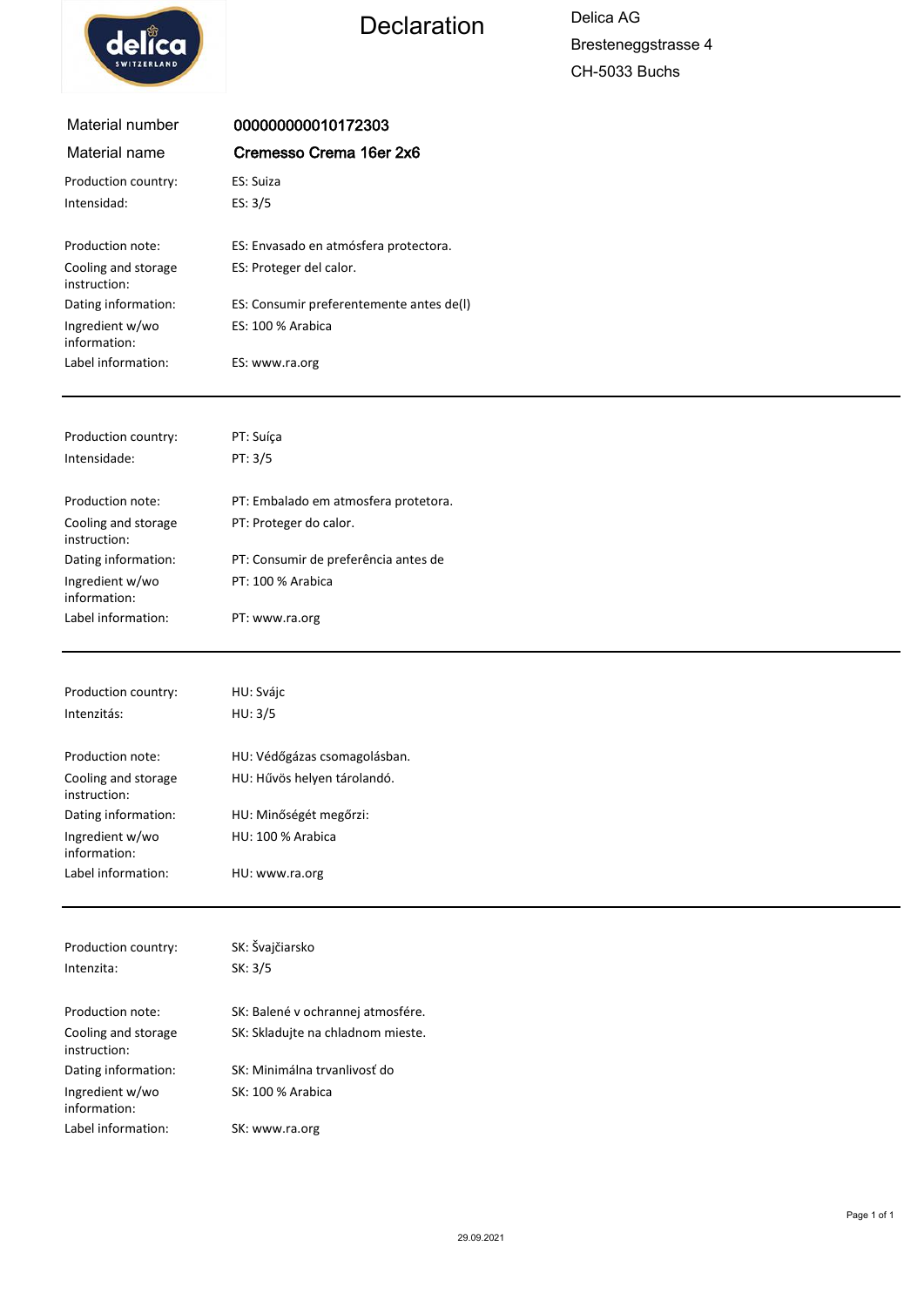delica SWITZERLAND

# Declaration

Delica AG
Bresteneggstrasse 4
CH-5033 Buchs

| | |
|---|---|
| Material number | 000000000010172303 |
| Material name | **Cremesso Crema 16er 2x6** |
| Production country: | ES: Suiza |
| Intensidad: | ES: 3/5 |
| Production note: | ES: Envasado en atmósfera protectora. |
| Cooling and storage instruction: | ES: Proteger del calor. |
| Dating information: | ES: Consumir preferentemente antes de(l) |
| Ingredient w/wo information: | ES: 100 % Arabica |
| Label information: | ES: www.ra.org |

---

| | |
|---|---|
| Production country: | PT: Suíça |
| Intensidade: | PT: 3/5 |
| Production note: | PT: Embalado em atmosfera protetora. |
| Cooling and storage instruction: | PT: Proteger do calor. |
| Dating information: | PT: Consumir de preferência antes de |
| Ingredient w/wo information: | PT: 100 % Arabica |
| Label information: | PT: www.ra.org |

---

| | |
|---|---|
| Production country: | HU: Svájc |
| Intenzitás: | HU: 3/5 |
| Production note: | HU: Védőgázas csomagolásban. |
| Cooling and storage instruction: | HU: Hűvös helyen tárolandó. |
| Dating information: | HU: Minőségét megőrzi: |
| Ingredient w/wo information: | HU: 100 % Arabica |
| Label information: | HU: www.ra.org |

---

| | |
|---|---|
| Production country: | SK: Švajčiarsko |
| Intenzita: | SK: 3/5 |
| Production note: | SK: Balené v ochrannej atmosfére. |
| Cooling and storage instruction: | SK: Skladujte na chladnom mieste. |
| Dating information: | SK: Minimálna trvanlivosť do |
| Ingredient w/wo information: | SK: 100 % Arabica |
| Label information: | SK: www.ra.org |

29.09.2021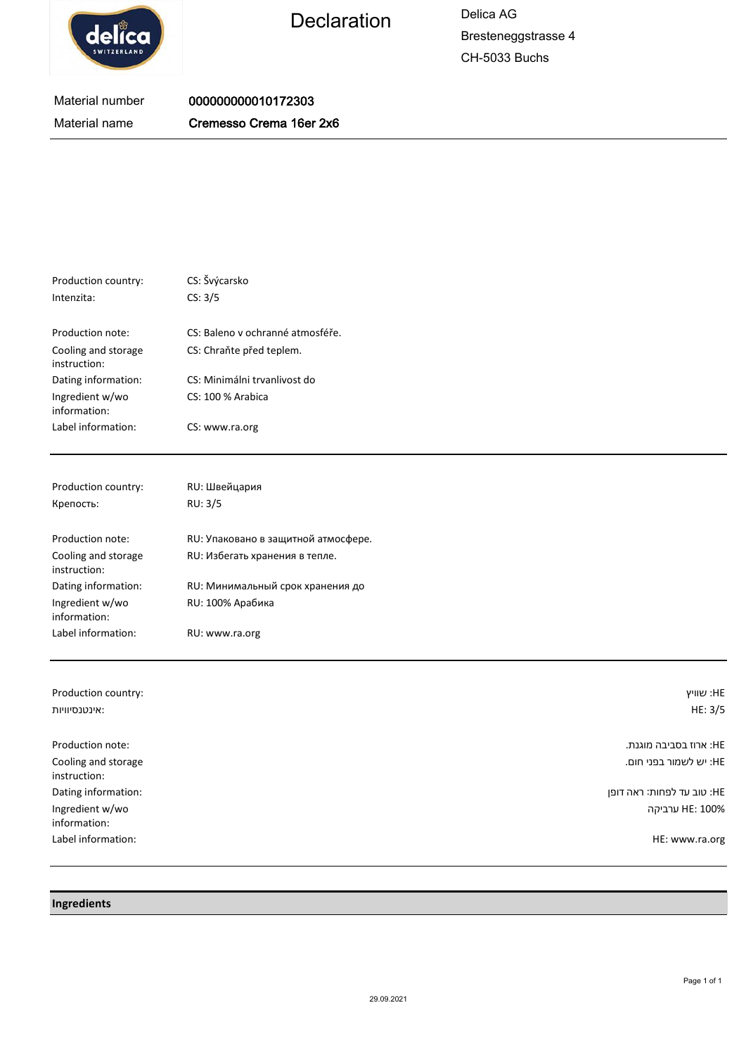# Declaration

Delica AG
Bresteneggstrasse 4
CH-5033 Buchs

| Material number | 000000000010172303 |
|---|---|
| Material name | Cremesso Crema 16er 2x6 |

| | |
|---|---|
| Production country: | CS: Švýcarsko |
| Intenzita: | CS: 3/5 |
| Production note: | CS: Baleno v ochranné atmosféře. |
| Cooling and storage instruction: | CS: Chraňte před teplem. |
| Dating information: | CS: Minimálni trvanlivost do |
| Ingredient w/wo information: | CS: 100 % Arabica |
| Label information: | CS: www.ra.org |

| | |
|---|---|
| Production country: | RU: Швейцария |
| Крепость: | RU: 3/5 |
| Production note: | RU: Упаковано в защитной атмосфере. |
| Cooling and storage instruction: | RU: Избегать хранения в тепле. |
| Dating information: | RU: Минимальный срок хранения до |
| Ingredient w/wo information: | RU: 100% Арабика |
| Label information: | RU: www.ra.org |

| | |
|---|---|
| Production country: | HE: שוויץ |
| :אינטנסיוויות | HE: 3/5 |
| Production note: | HE: ארוז בסביבה מוגנת. |
| Cooling and storage instruction: | HE: יש לשמור בפני חום. |
| Dating information: | HE: טוב עד לפחות: ראה דופן |
| Ingredient w/wo information: | HE: 100% ערביקה |
| Label information: | HE: www.ra.org |

## Ingredients

29.09.2021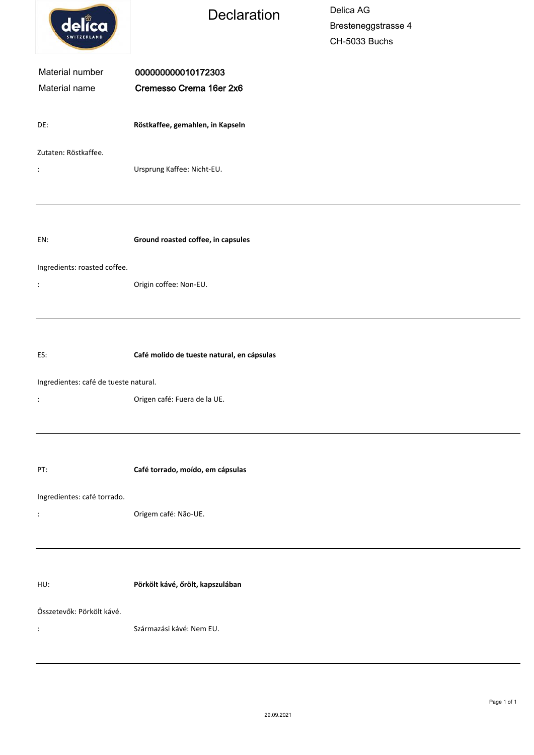# Declaration

Delica AG
Bresteneggstrasse 4
CH-5033 Buchs

| | |
|---|---|
| Material number | **000000000010172303** |
| Material name | **Cremesso Crema 16er 2x6** |

DE: **Röstkaffee, gemahlen, in Kapseln**

Zutaten: Röstkaffee.

: Ursprung Kaffee: Nicht-EU.

---

EN: **Ground roasted coffee, in capsules**

Ingredients: roasted coffee.

: Origin coffee: Non-EU.

---

ES: **Café molido de tueste natural, en cápsulas**

Ingredientes: café de tueste natural.

: Origen café: Fuera de la UE.

---

PT: **Café torrado, moído, em cápsulas**

Ingredientes: café torrado.

: Origem café: Não-UE.

---

HU: **Pörkölt kávé, őrölt, kapszulában**

Összetevők: Pörkölt kávé.

: Származási kávé: Nem EU.

---

29.09.2021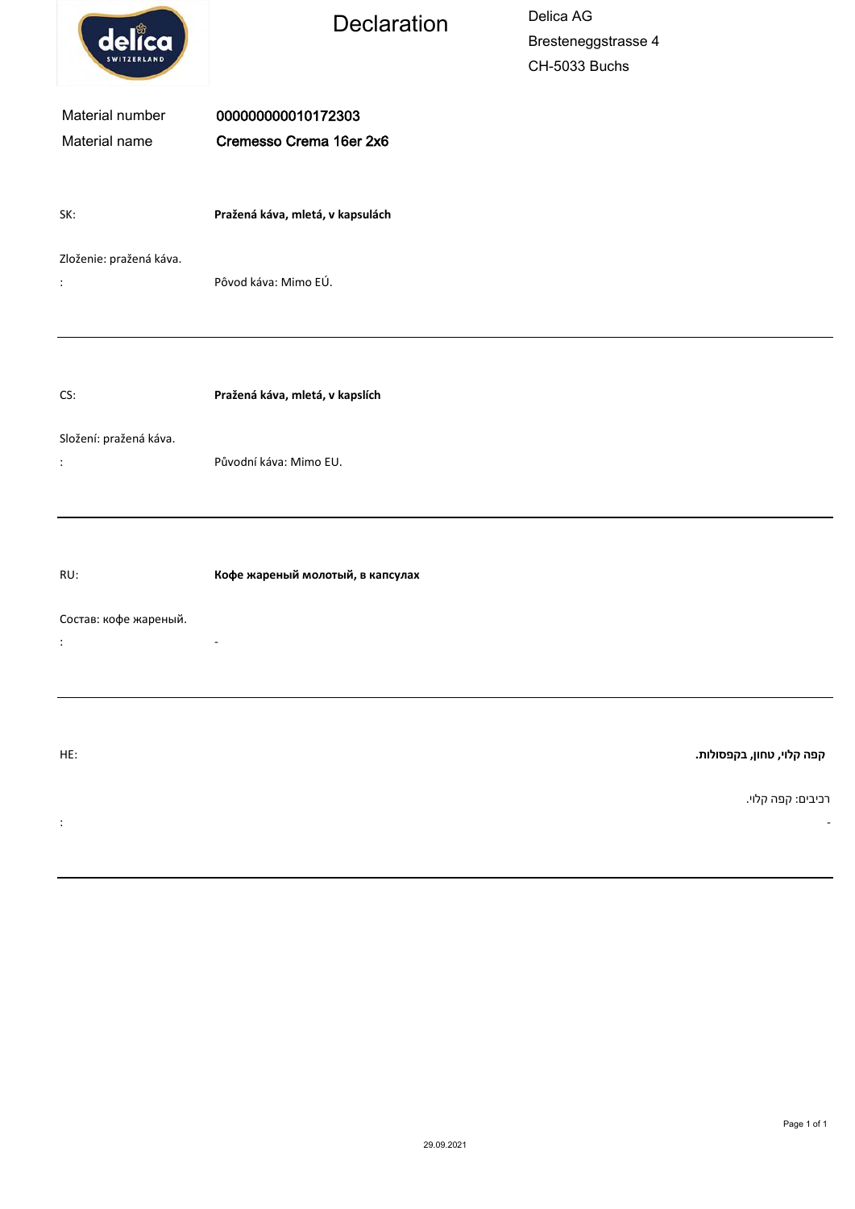# Declaration

Delica AG
Bresteneggstrasse 4
CH-5033 Buchs

| | |
|---|---|
| Material number | 000000000010172303 |
| Material name | Cremesso Crema 16er 2x6 |

SK: **Pražená káva, mletá, v kapsulách**

Zloženie: pražená káva.

: Pôvod káva: Mimo EÚ.

---

CS: **Pražená káva, mletá, v kapslích**

Složení: pražená káva.

: Původní káva: Mimo EU.

---

RU: **Кофе жареный молотый, в капсулах**

Состав: кофе жареный.

: -

---

HE: **קפה קלוי, טחון, בקפסולות.**

רכיבים: קפה קלוי.

: -

---

29.09.2021